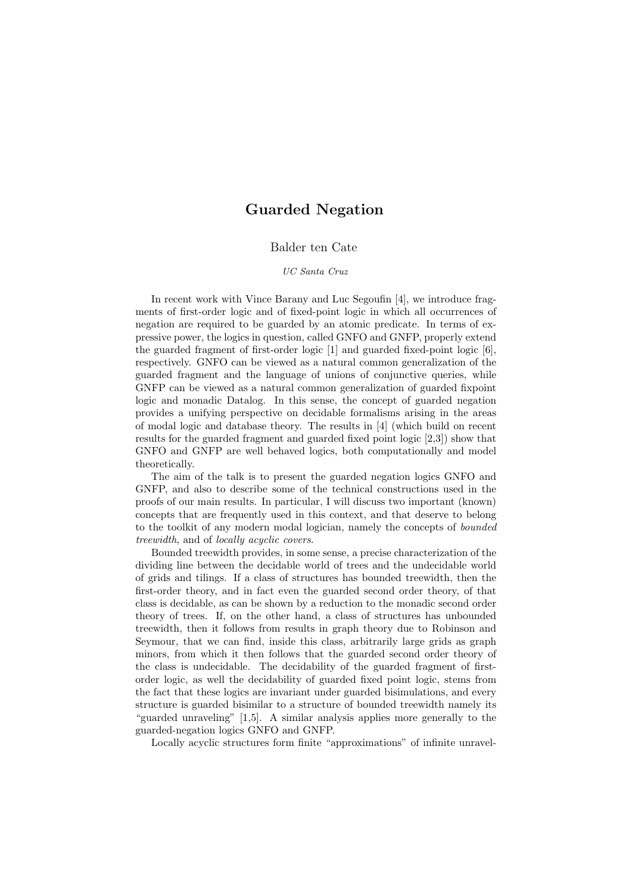# Guarded Negation

Balder ten Cate

*UC Santa Cruz*

In recent work with Vince Barany and Luc Segoufin [4], we introduce fragments of first-order logic and of fixed-point logic in which all occurrences of negation are required to be guarded by an atomic predicate. In terms of expressive power, the logics in question, called GNFO and GNFP, properly extend the guarded fragment of first-order logic [1] and guarded fixed-point logic [6], respectively. GNFO can be viewed as a natural common generalization of the guarded fragment and the language of unions of conjunctive queries, while GNFP can be viewed as a natural common generalization of guarded fixpoint logic and monadic Datalog. In this sense, the concept of guarded negation provides a unifying perspective on decidable formalisms arising in the areas of modal logic and database theory. The results in [4] (which build on recent results for the guarded fragment and guarded fixed point logic [2,3]) show that GNFO and GNFP are well behaved logics, both computationally and model theoretically.

The aim of the talk is to present the guarded negation logics GNFO and GNFP, and also to describe some of the technical constructions used in the proofs of our main results. In particular, I will discuss two important (known) concepts that are frequently used in this context, and that deserve to belong to the toolkit of any modern modal logician, namely the concepts of *bounded treewidth*, and of *locally acyclic covers*.

Bounded treewidth provides, in some sense, a precise characterization of the dividing line between the decidable world of trees and the undecidable world of grids and tilings. If a class of structures has bounded treewidth, then the first-order theory, and in fact even the guarded second order theory, of that class is decidable, as can be shown by a reduction to the monadic second order theory of trees. If, on the other hand, a class of structures has unbounded treewidth, then it follows from results in graph theory due to Robinson and Seymour, that we can find, inside this class, arbitrarily large grids as graph minors, from which it then follows that the guarded second order theory of the class is undecidable. The decidability of the guarded fragment of first-order logic, as well the decidability of guarded fixed point logic, stems from the fact that these logics are invariant under guarded bisimulations, and every structure is guarded bisimilar to a structure of bounded treewidth namely its "guarded unraveling" [1,5]. A similar analysis applies more generally to the guarded-negation logics GNFO and GNFP.

Locally acyclic structures form finite "approximations" of infinite unravel-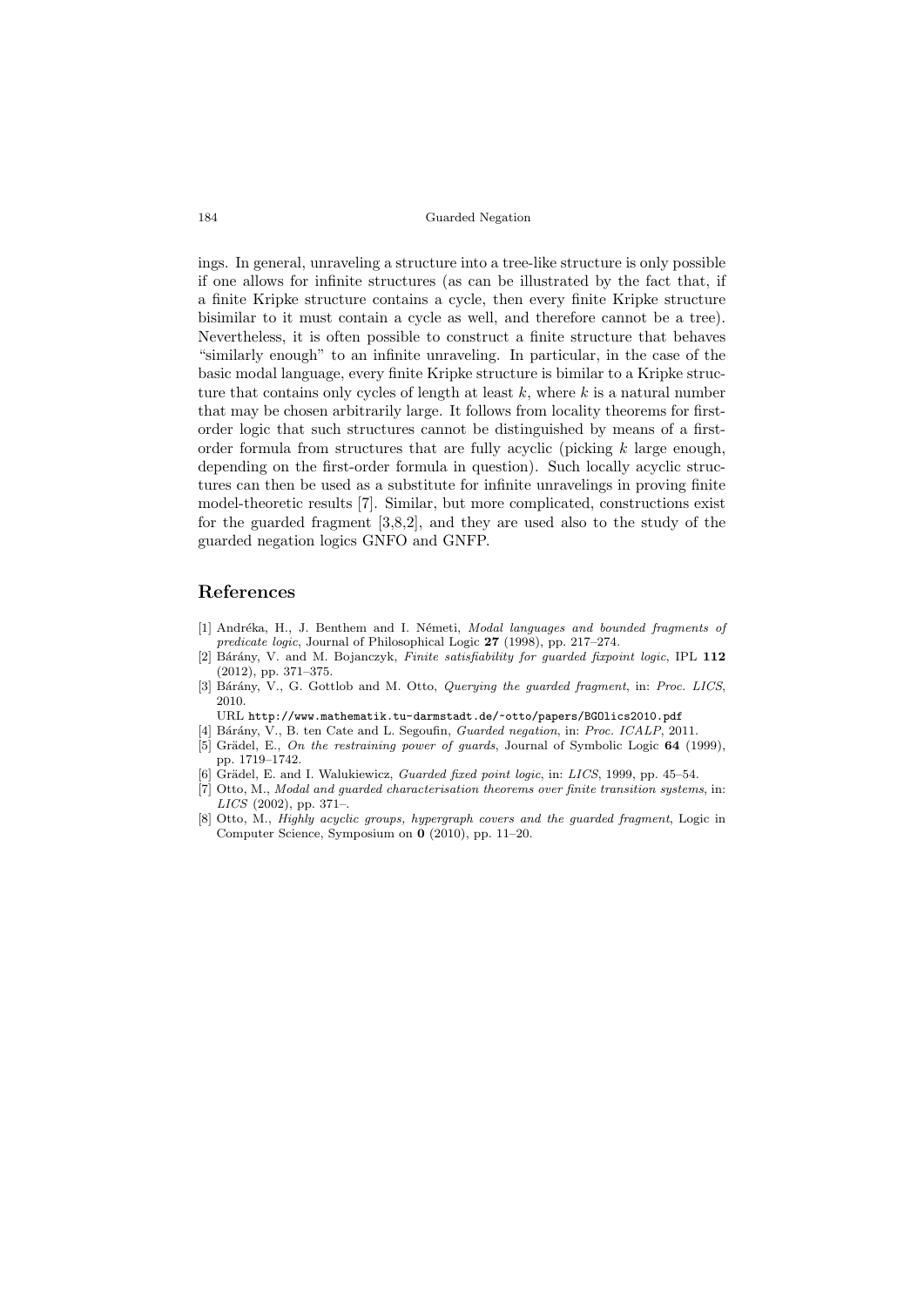ings. In general, unraveling a structure into a tree-like structure is only possible if one allows for infinite structures (as can be illustrated by the fact that, if a finite Kripke structure contains a cycle, then every finite Kripke structure bisimilar to it must contain a cycle as well, and therefore cannot be a tree). Nevertheless, it is often possible to construct a finite structure that behaves "similarly enough" to an infinite unraveling. In particular, in the case of the basic modal language, every finite Kripke structure is bimilar to a Kripke structure that contains only cycles of length at least $k$, where $k$ is a natural number that may be chosen arbitrarily large. It follows from locality theorems for first-order logic that such structures cannot be distinguished by means of a first-order formula from structures that are fully acyclic (picking $k$ large enough, depending on the first-order formula in question). Such locally acyclic structures can then be used as a substitute for infinite unravelings in proving finite model-theoretic results [7]. Similar, but more complicated, constructions exist for the guarded fragment [3,8,2], and they are used also to the study of the guarded negation logics GNFO and GNFP.

## References

- [1] Andréka, H., J. Benthem and I. Németi, *Modal languages and bounded fragments of predicate logic*, Journal of Philosophical Logic **27** (1998), pp. 217–274.
- [2] Bárány, V. and M. Bojanczyk, *Finite satisfiability for guarded fixpoint logic*, IPL **112** (2012), pp. 371–375.
- [3] Bárány, V., G. Gottlob and M. Otto, *Querying the guarded fragment*, in: *Proc. LICS*, 2010.
  URL `http://www.mathematik.tu-darmstadt.de/~otto/papers/BGOlics2010.pdf`
- [4] Bárány, V., B. ten Cate and L. Segoufin, *Guarded negation*, in: *Proc. ICALP*, 2011.
- [5] Grädel, E., *On the restraining power of guards*, Journal of Symbolic Logic **64** (1999), pp. 1719–1742.
- [6] Grädel, E. and I. Walukiewicz, *Guarded fixed point logic*, in: *LICS*, 1999, pp. 45–54.
- [7] Otto, M., *Modal and guarded characterisation theorems over finite transition systems*, in: *LICS* (2002), pp. 371–.
- [8] Otto, M., *Highly acyclic groups, hypergraph covers and the guarded fragment*, Logic in Computer Science, Symposium on **0** (2010), pp. 11–20.